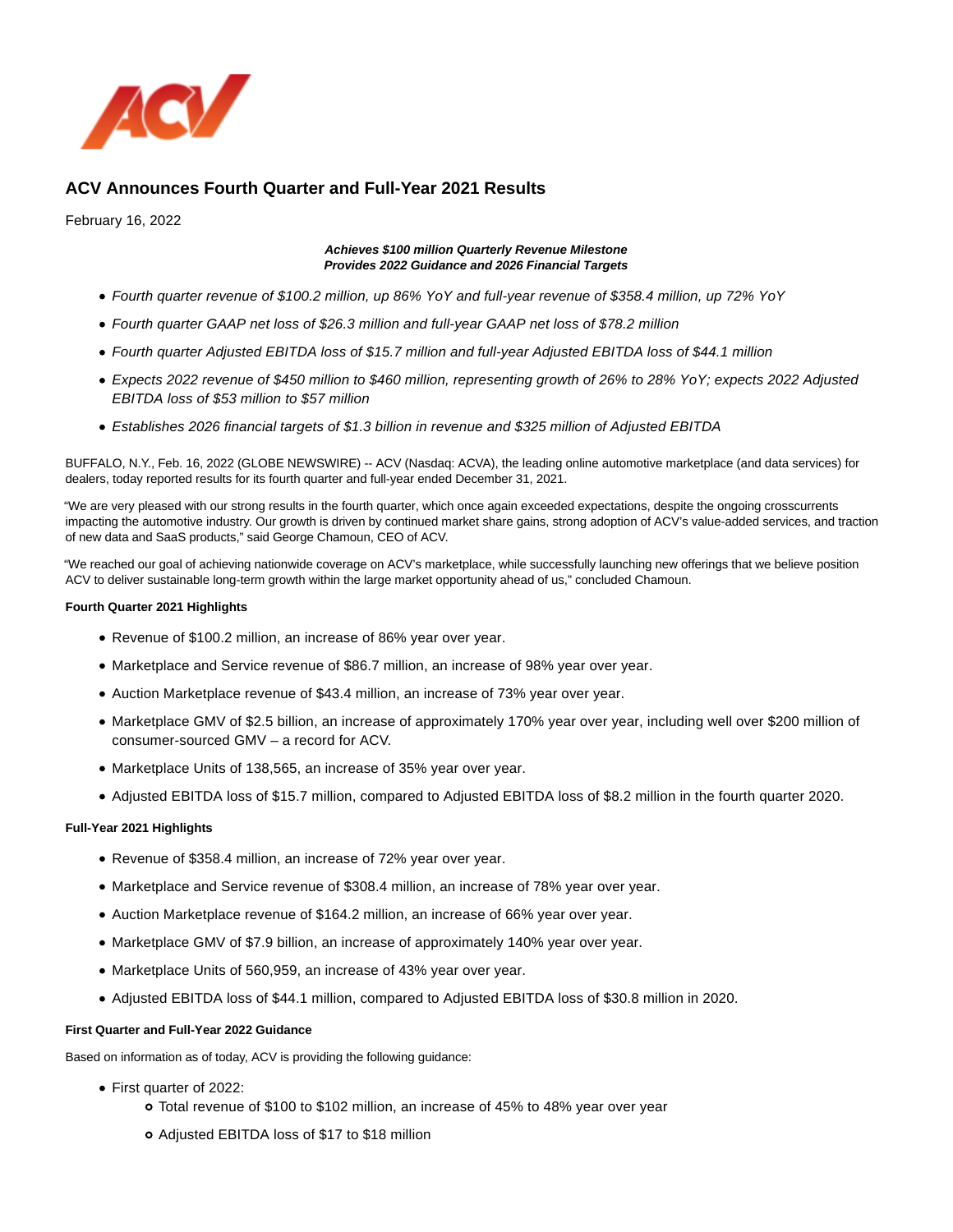## ACV Announces Fourth Quarter and Full-Year 2021 Results

February 16, 2022

***Achieves $100 million Quarterly Revenue Milestone***
***Provides 2022 Guidance and 2026 Financial Targets***

- *Fourth quarter revenue of $100.2 million, up 86% YoY and full-year revenue of $358.4 million, up 72% YoY*
- *Fourth quarter GAAP net loss of $26.3 million and full-year GAAP net loss of $78.2 million*
- *Fourth quarter Adjusted EBITDA loss of $15.7 million and full-year Adjusted EBITDA loss of $44.1 million*
- *Expects 2022 revenue of $450 million to $460 million, representing growth of 26% to 28% YoY; expects 2022 Adjusted EBITDA loss of $53 million to $57 million*
- *Establishes 2026 financial targets of $1.3 billion in revenue and $325 million of Adjusted EBITDA*

BUFFALO, N.Y., Feb. 16, 2022 (GLOBE NEWSWIRE) -- ACV (Nasdaq: ACVA), the leading online automotive marketplace (and data services) for dealers, today reported results for its fourth quarter and full-year ended December 31, 2021.

"We are very pleased with our strong results in the fourth quarter, which once again exceeded expectations, despite the ongoing crosscurrents impacting the automotive industry. Our growth is driven by continued market share gains, strong adoption of ACV's value-added services, and traction of new data and SaaS products," said George Chamoun, CEO of ACV.

"We reached our goal of achieving nationwide coverage on ACV's marketplace, while successfully launching new offerings that we believe position ACV to deliver sustainable long-term growth within the large market opportunity ahead of us," concluded Chamoun.

**Fourth Quarter 2021 Highlights**

- Revenue of $100.2 million, an increase of 86% year over year.
- Marketplace and Service revenue of $86.7 million, an increase of 98% year over year.
- Auction Marketplace revenue of $43.4 million, an increase of 73% year over year.
- Marketplace GMV of $2.5 billion, an increase of approximately 170% year over year, including well over $200 million of consumer-sourced GMV – a record for ACV.
- Marketplace Units of 138,565, an increase of 35% year over year.
- Adjusted EBITDA loss of $15.7 million, compared to Adjusted EBITDA loss of $8.2 million in the fourth quarter 2020.

**Full-Year 2021 Highlights**

- Revenue of $358.4 million, an increase of 72% year over year.
- Marketplace and Service revenue of $308.4 million, an increase of 78% year over year.
- Auction Marketplace revenue of $164.2 million, an increase of 66% year over year.
- Marketplace GMV of $7.9 billion, an increase of approximately 140% year over year.
- Marketplace Units of 560,959, an increase of 43% year over year.
- Adjusted EBITDA loss of $44.1 million, compared to Adjusted EBITDA loss of $30.8 million in 2020.

**First Quarter and Full-Year 2022 Guidance**

Based on information as of today, ACV is providing the following guidance:

- First quarter of 2022:
  - Total revenue of $100 to $102 million, an increase of 45% to 48% year over year
  - Adjusted EBITDA loss of $17 to $18 million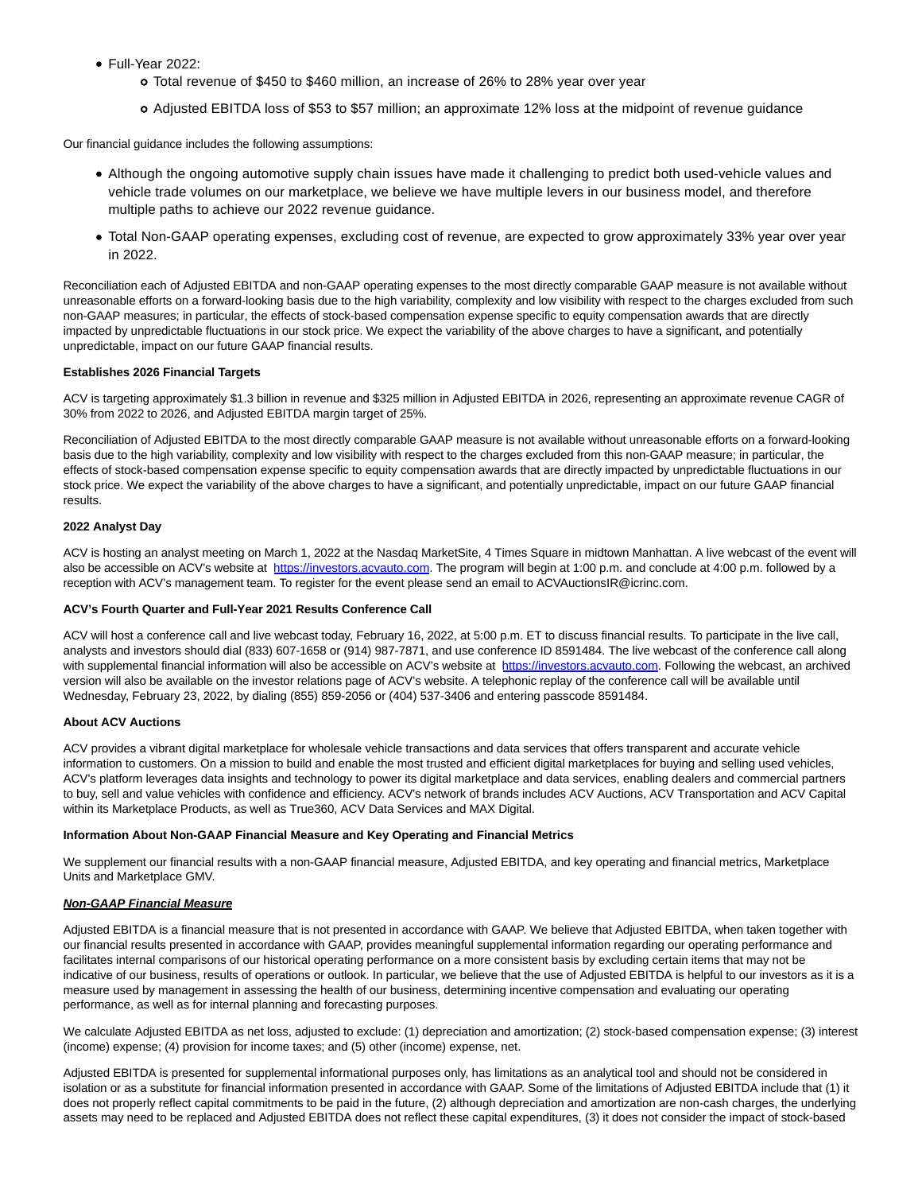- Full-Year 2022:
  - Total revenue of $450 to $460 million, an increase of 26% to 28% year over year
  - Adjusted EBITDA loss of $53 to $57 million; an approximate 12% loss at the midpoint of revenue guidance

Our financial guidance includes the following assumptions:

- Although the ongoing automotive supply chain issues have made it challenging to predict both used-vehicle values and vehicle trade volumes on our marketplace, we believe we have multiple levers in our business model, and therefore multiple paths to achieve our 2022 revenue guidance.
- Total Non-GAAP operating expenses, excluding cost of revenue, are expected to grow approximately 33% year over year in 2022.

Reconciliation each of Adjusted EBITDA and non-GAAP operating expenses to the most directly comparable GAAP measure is not available without unreasonable efforts on a forward-looking basis due to the high variability, complexity and low visibility with respect to the charges excluded from such non-GAAP measures; in particular, the effects of stock-based compensation expense specific to equity compensation awards that are directly impacted by unpredictable fluctuations in our stock price. We expect the variability of the above charges to have a significant, and potentially unpredictable, impact on our future GAAP financial results.

**Establishes 2026 Financial Targets**

ACV is targeting approximately $1.3 billion in revenue and $325 million in Adjusted EBITDA in 2026, representing an approximate revenue CAGR of 30% from 2022 to 2026, and Adjusted EBITDA margin target of 25%.

Reconciliation of Adjusted EBITDA to the most directly comparable GAAP measure is not available without unreasonable efforts on a forward-looking basis due to the high variability, complexity and low visibility with respect to the charges excluded from this non-GAAP measure; in particular, the effects of stock-based compensation expense specific to equity compensation awards that are directly impacted by unpredictable fluctuations in our stock price. We expect the variability of the above charges to have a significant, and potentially unpredictable, impact on our future GAAP financial results.

**2022 Analyst Day**

ACV is hosting an analyst meeting on March 1, 2022 at the Nasdaq MarketSite, 4 Times Square in midtown Manhattan. A live webcast of the event will also be accessible on ACV's website at https://investors.acvauto.com. The program will begin at 1:00 p.m. and conclude at 4:00 p.m. followed by a reception with ACV's management team. To register for the event please send an email to ACVAuctionsIR@icrinc.com.

**ACV's Fourth Quarter and Full-Year 2021 Results Conference Call**

ACV will host a conference call and live webcast today, February 16, 2022, at 5:00 p.m. ET to discuss financial results. To participate in the live call, analysts and investors should dial (833) 607-1658 or (914) 987-7871, and use conference ID 8591484. The live webcast of the conference call along with supplemental financial information will also be accessible on ACV's website at https://investors.acvauto.com. Following the webcast, an archived version will also be available on the investor relations page of ACV's website. A telephonic replay of the conference call will be available until Wednesday, February 23, 2022, by dialing (855) 859-2056 or (404) 537-3406 and entering passcode 8591484.

**About ACV Auctions**

ACV provides a vibrant digital marketplace for wholesale vehicle transactions and data services that offers transparent and accurate vehicle information to customers. On a mission to build and enable the most trusted and efficient digital marketplaces for buying and selling used vehicles, ACV's platform leverages data insights and technology to power its digital marketplace and data services, enabling dealers and commercial partners to buy, sell and value vehicles with confidence and efficiency. ACV's network of brands includes ACV Auctions, ACV Transportation and ACV Capital within its Marketplace Products, as well as True360, ACV Data Services and MAX Digital.

**Information About Non-GAAP Financial Measure and Key Operating and Financial Metrics**

We supplement our financial results with a non-GAAP financial measure, Adjusted EBITDA, and key operating and financial metrics, Marketplace Units and Marketplace GMV.

***Non-GAAP Financial Measure***

Adjusted EBITDA is a financial measure that is not presented in accordance with GAAP. We believe that Adjusted EBITDA, when taken together with our financial results presented in accordance with GAAP, provides meaningful supplemental information regarding our operating performance and facilitates internal comparisons of our historical operating performance on a more consistent basis by excluding certain items that may not be indicative of our business, results of operations or outlook. In particular, we believe that the use of Adjusted EBITDA is helpful to our investors as it is a measure used by management in assessing the health of our business, determining incentive compensation and evaluating our operating performance, as well as for internal planning and forecasting purposes.

We calculate Adjusted EBITDA as net loss, adjusted to exclude: (1) depreciation and amortization; (2) stock-based compensation expense; (3) interest (income) expense; (4) provision for income taxes; and (5) other (income) expense, net.

Adjusted EBITDA is presented for supplemental informational purposes only, has limitations as an analytical tool and should not be considered in isolation or as a substitute for financial information presented in accordance with GAAP. Some of the limitations of Adjusted EBITDA include that (1) it does not properly reflect capital commitments to be paid in the future, (2) although depreciation and amortization are non-cash charges, the underlying assets may need to be replaced and Adjusted EBITDA does not reflect these capital expenditures, (3) it does not consider the impact of stock-based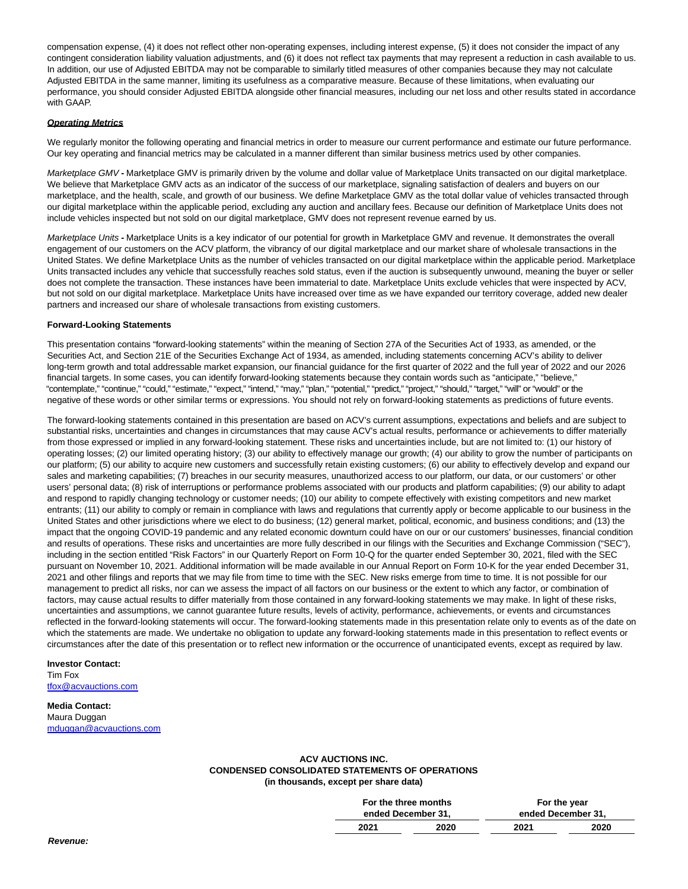compensation expense, (4) it does not reflect other non-operating expenses, including interest expense, (5) it does not consider the impact of any contingent consideration liability valuation adjustments, and (6) it does not reflect tax payments that may represent a reduction in cash available to us. In addition, our use of Adjusted EBITDA may not be comparable to similarly titled measures of other companies because they may not calculate Adjusted EBITDA in the same manner, limiting its usefulness as a comparative measure. Because of these limitations, when evaluating our performance, you should consider Adjusted EBITDA alongside other financial measures, including our net loss and other results stated in accordance with GAAP.

***Operating Metrics***

We regularly monitor the following operating and financial metrics in order to measure our current performance and estimate our future performance. Our key operating and financial metrics may be calculated in a manner different than similar business metrics used by other companies.

*Marketplace GMV* **-** Marketplace GMV is primarily driven by the volume and dollar value of Marketplace Units transacted on our digital marketplace. We believe that Marketplace GMV acts as an indicator of the success of our marketplace, signaling satisfaction of dealers and buyers on our marketplace, and the health, scale, and growth of our business. We define Marketplace GMV as the total dollar value of vehicles transacted through our digital marketplace within the applicable period, excluding any auction and ancillary fees. Because our definition of Marketplace Units does not include vehicles inspected but not sold on our digital marketplace, GMV does not represent revenue earned by us.

*Marketplace Units* **-** Marketplace Units is a key indicator of our potential for growth in Marketplace GMV and revenue. It demonstrates the overall engagement of our customers on the ACV platform, the vibrancy of our digital marketplace and our market share of wholesale transactions in the United States. We define Marketplace Units as the number of vehicles transacted on our digital marketplace within the applicable period. Marketplace Units transacted includes any vehicle that successfully reaches sold status, even if the auction is subsequently unwound, meaning the buyer or seller does not complete the transaction. These instances have been immaterial to date. Marketplace Units exclude vehicles that were inspected by ACV, but not sold on our digital marketplace. Marketplace Units have increased over time as we have expanded our territory coverage, added new dealer partners and increased our share of wholesale transactions from existing customers.

**Forward-Looking Statements**

This presentation contains "forward-looking statements" within the meaning of Section 27A of the Securities Act of 1933, as amended, or the Securities Act, and Section 21E of the Securities Exchange Act of 1934, as amended, including statements concerning ACV's ability to deliver long-term growth and total addressable market expansion, our financial guidance for the first quarter of 2022 and the full year of 2022 and our 2026 financial targets. In some cases, you can identify forward-looking statements because they contain words such as "anticipate," "believe," "contemplate," "continue," "could," "estimate," "expect," "intend," "may," "plan," "potential," "predict," "project," "should," "target," "will" or "would" or the negative of these words or other similar terms or expressions. You should not rely on forward-looking statements as predictions of future events.

The forward-looking statements contained in this presentation are based on ACV's current assumptions, expectations and beliefs and are subject to substantial risks, uncertainties and changes in circumstances that may cause ACV's actual results, performance or achievements to differ materially from those expressed or implied in any forward-looking statement. These risks and uncertainties include, but are not limited to: (1) our history of operating losses; (2) our limited operating history; (3) our ability to effectively manage our growth; (4) our ability to grow the number of participants on our platform; (5) our ability to acquire new customers and successfully retain existing customers; (6) our ability to effectively develop and expand our sales and marketing capabilities; (7) breaches in our security measures, unauthorized access to our platform, our data, or our customers' or other users' personal data; (8) risk of interruptions or performance problems associated with our products and platform capabilities; (9) our ability to adapt and respond to rapidly changing technology or customer needs; (10) our ability to compete effectively with existing competitors and new market entrants; (11) our ability to comply or remain in compliance with laws and regulations that currently apply or become applicable to our business in the United States and other jurisdictions where we elect to do business; (12) general market, political, economic, and business conditions; and (13) the impact that the ongoing COVID-19 pandemic and any related economic downturn could have on our or our customers' businesses, financial condition and results of operations. These risks and uncertainties are more fully described in our filings with the Securities and Exchange Commission ("SEC"), including in the section entitled "Risk Factors" in our Quarterly Report on Form 10-Q for the quarter ended September 30, 2021, filed with the SEC pursuant on November 10, 2021. Additional information will be made available in our Annual Report on Form 10-K for the year ended December 31, 2021 and other filings and reports that we may file from time to time with the SEC. New risks emerge from time to time. It is not possible for our management to predict all risks, nor can we assess the impact of all factors on our business or the extent to which any factor, or combination of factors, may cause actual results to differ materially from those contained in any forward-looking statements we may make. In light of these risks, uncertainties and assumptions, we cannot guarantee future results, levels of activity, performance, achievements, or events and circumstances reflected in the forward-looking statements will occur. The forward-looking statements made in this presentation relate only to events as of the date on which the statements are made. We undertake no obligation to update any forward-looking statements made in this presentation to reflect events or circumstances after the date of this presentation or to reflect new information or the occurrence of unanticipated events, except as required by law.

**Investor Contact:**
Tim Fox
tfox@acvauctions.com

**Media Contact:**
Maura Duggan
mduggan@acvauctions.com

**ACV AUCTIONS INC.**
**CONDENSED CONSOLIDATED STATEMENTS OF OPERATIONS**
**(in thousands, except per share data)**

| | For the three months ended December 31, | | For the year ended December 31, | |
|---|---|---|---|---|
| | 2021 | 2020 | 2021 | 2020 |
| ***Revenue:*** | | | | |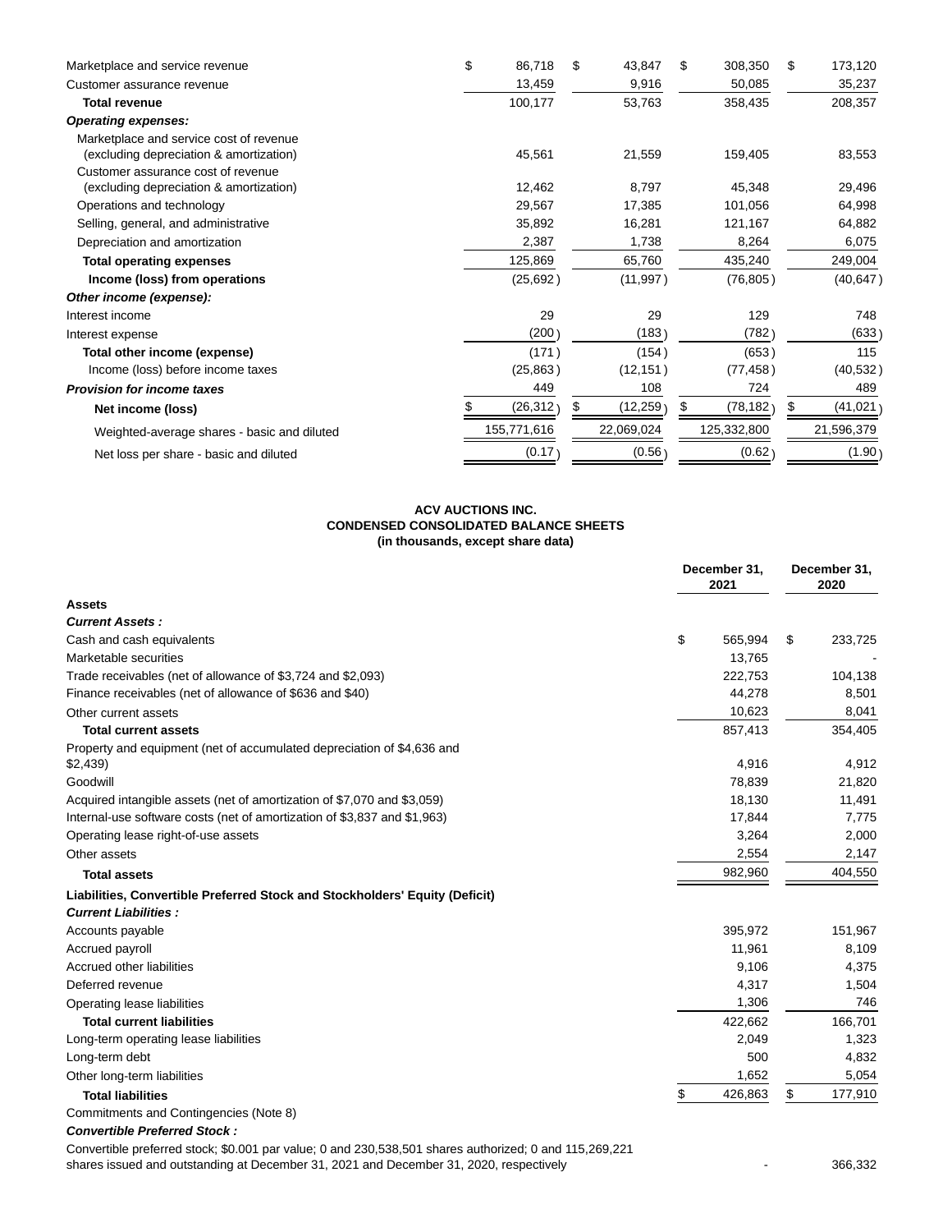| | | | | |
|---|---|---|---|---|
| Marketplace and service revenue | $ 86,718 | $ 43,847 | $ 308,350 | $ 173,120 |
| Customer assurance revenue | 13,459 | 9,916 | 50,085 | 35,237 |
| **Total revenue** | 100,177 | 53,763 | 358,435 | 208,357 |
| ***Operating expenses:*** | | | | |
| Marketplace and service cost of revenue (excluding depreciation & amortization) | 45,561 | 21,559 | 159,405 | 83,553 |
| Customer assurance cost of revenue (excluding depreciation & amortization) | 12,462 | 8,797 | 45,348 | 29,496 |
| Operations and technology | 29,567 | 17,385 | 101,056 | 64,998 |
| Selling, general, and administrative | 35,892 | 16,281 | 121,167 | 64,882 |
| Depreciation and amortization | 2,387 | 1,738 | 8,264 | 6,075 |
| **Total operating expenses** | 125,869 | 65,760 | 435,240 | 249,004 |
| **Income (loss) from operations** | (25,692) | (11,997) | (76,805) | (40,647) |
| ***Other income (expense):*** | | | | |
| Interest income | 29 | 29 | 129 | 748 |
| Interest expense | (200) | (183) | (782) | (633) |
| **Total other income (expense)** | (171) | (154) | (653) | 115 |
| Income (loss) before income taxes | (25,863) | (12,151) | (77,458) | (40,532) |
| ***Provision for income taxes*** | 449 | 108 | 724 | 489 |
| **Net income (loss)** | $ (26,312) | $ (12,259) | $ (78,182) | $ (41,021) |
| Weighted-average shares - basic and diluted | 155,771,616 | 22,069,024 | 125,332,800 | 21,596,379 |
| Net loss per share - basic and diluted | (0.17) | (0.56) | (0.62) | (1.90) |

**ACV AUCTIONS INC.**
**CONDENSED CONSOLIDATED BALANCE SHEETS**
**(in thousands, except share data)**

| | December 31, 2021 | December 31, 2020 |
|---|---|---|
| **Assets** | | |
| ***Current Assets :*** | | |
| Cash and cash equivalents | $ 565,994 | $ 233,725 |
| Marketable securities | 13,765 | - |
| Trade receivables (net of allowance of $3,724 and $2,093) | 222,753 | 104,138 |
| Finance receivables (net of allowance of $636 and $40) | 44,278 | 8,501 |
| Other current assets | 10,623 | 8,041 |
| **Total current assets** | 857,413 | 354,405 |
| Property and equipment (net of accumulated depreciation of $4,636 and $2,439) | 4,916 | 4,912 |
| Goodwill | 78,839 | 21,820 |
| Acquired intangible assets (net of amortization of $7,070 and $3,059) | 18,130 | 11,491 |
| Internal-use software costs (net of amortization of $3,837 and $1,963) | 17,844 | 7,775 |
| Operating lease right-of-use assets | 3,264 | 2,000 |
| Other assets | 2,554 | 2,147 |
| **Total assets** | 982,960 | 404,550 |
| **Liabilities, Convertible Preferred Stock and Stockholders' Equity (Deficit)** | | |
| ***Current Liabilities :*** | | |
| Accounts payable | 395,972 | 151,967 |
| Accrued payroll | 11,961 | 8,109 |
| Accrued other liabilities | 9,106 | 4,375 |
| Deferred revenue | 4,317 | 1,504 |
| Operating lease liabilities | 1,306 | 746 |
| **Total current liabilities** | 422,662 | 166,701 |
| Long-term operating lease liabilities | 2,049 | 1,323 |
| Long-term debt | 500 | 4,832 |
| Other long-term liabilities | 1,652 | 5,054 |
| **Total liabilities** | $ 426,863 | $ 177,910 |
| Commitments and Contingencies (Note 8) | | |
| ***Convertible Preferred Stock :*** | | |
| Convertible preferred stock; $0.001 par value; 0 and 230,538,501 shares authorized; 0 and 115,269,221 shares issued and outstanding at December 31, 2021 and December 31, 2020, respectively | - | 366,332 |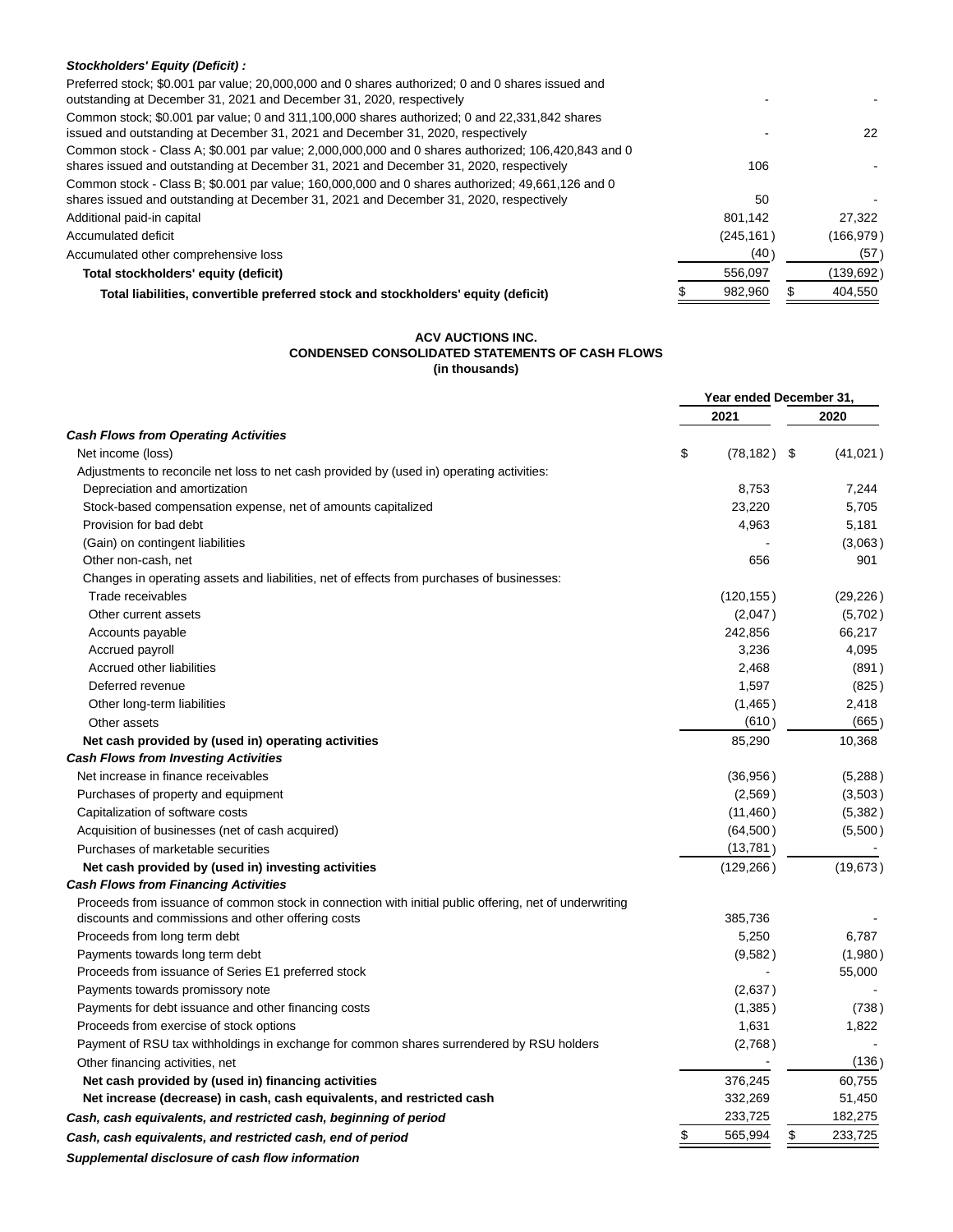| | | |
|---|---|---|
| ***Stockholders' Equity (Deficit) :*** | | |
| Preferred stock; $0.001 par value; 20,000,000 and 0 shares authorized; 0 and 0 shares issued and outstanding at December 31, 2021 and December 31, 2020, respectively | - | - |
| Common stock; $0.001 par value; 0 and 311,100,000 shares authorized; 0 and 22,331,842 shares issued and outstanding at December 31, 2021 and December 31, 2020, respectively | - | 22 |
| Common stock - Class A; $0.001 par value; 2,000,000,000 and 0 shares authorized; 106,420,843 and 0 shares issued and outstanding at December 31, 2021 and December 31, 2020, respectively | 106 | - |
| Common stock - Class B; $0.001 par value; 160,000,000 and 0 shares authorized; 49,661,126 and 0 shares issued and outstanding at December 31, 2021 and December 31, 2020, respectively | 50 | - |
| Additional paid-in capital | 801,142 | 27,322 |
| Accumulated deficit | (245,161) | (166,979) |
| Accumulated other comprehensive loss | (40) | (57) |
| **Total stockholders' equity (deficit)** | 556,097 | (139,692) |
| **Total liabilities, convertible preferred stock and stockholders' equity (deficit)** | $ 982,960 | $ 404,550 |

**ACV AUCTIONS INC.**
**CONDENSED CONSOLIDATED STATEMENTS OF CASH FLOWS**
**(in thousands)**

| | Year ended December 31, | |
|---|---|---|
| | 2021 | 2020 |
| ***Cash Flows from Operating Activities*** | | |
| Net income (loss) | $ (78,182) | $ (41,021) |
| Adjustments to reconcile net loss to net cash provided by (used in) operating activities: | | |
| Depreciation and amortization | 8,753 | 7,244 |
| Stock-based compensation expense, net of amounts capitalized | 23,220 | 5,705 |
| Provision for bad debt | 4,963 | 5,181 |
| (Gain) on contingent liabilities | - | (3,063) |
| Other non-cash, net | 656 | 901 |
| Changes in operating assets and liabilities, net of effects from purchases of businesses: | | |
| Trade receivables | (120,155) | (29,226) |
| Other current assets | (2,047) | (5,702) |
| Accounts payable | 242,856 | 66,217 |
| Accrued payroll | 3,236 | 4,095 |
| Accrued other liabilities | 2,468 | (891) |
| Deferred revenue | 1,597 | (825) |
| Other long-term liabilities | (1,465) | 2,418 |
| Other assets | (610) | (665) |
| **Net cash provided by (used in) operating activities** | 85,290 | 10,368 |
| ***Cash Flows from Investing Activities*** | | |
| Net increase in finance receivables | (36,956) | (5,288) |
| Purchases of property and equipment | (2,569) | (3,503) |
| Capitalization of software costs | (11,460) | (5,382) |
| Acquisition of businesses (net of cash acquired) | (64,500) | (5,500) |
| Purchases of marketable securities | (13,781) | - |
| **Net cash provided by (used in) investing activities** | (129,266) | (19,673) |
| ***Cash Flows from Financing Activities*** | | |
| Proceeds from issuance of common stock in connection with initial public offering, net of underwriting discounts and commissions and other offering costs | 385,736 | - |
| Proceeds from long term debt | 5,250 | 6,787 |
| Payments towards long term debt | (9,582) | (1,980) |
| Proceeds from issuance of Series E1 preferred stock | - | 55,000 |
| Payments towards promissory note | (2,637) | - |
| Payments for debt issuance and other financing costs | (1,385) | (738) |
| Proceeds from exercise of stock options | 1,631 | 1,822 |
| Payment of RSU tax withholdings in exchange for common shares surrendered by RSU holders | (2,768) | - |
| Other financing activities, net | - | (136) |
| **Net cash provided by (used in) financing activities** | 376,245 | 60,755 |
| **Net increase (decrease) in cash, cash equivalents, and restricted cash** | 332,269 | 51,450 |
| ***Cash, cash equivalents, and restricted cash, beginning of period*** | 233,725 | 182,275 |
| ***Cash, cash equivalents, and restricted cash, end of period*** | $ 565,994 | $ 233,725 |
| ***Supplemental disclosure of cash flow information*** | | |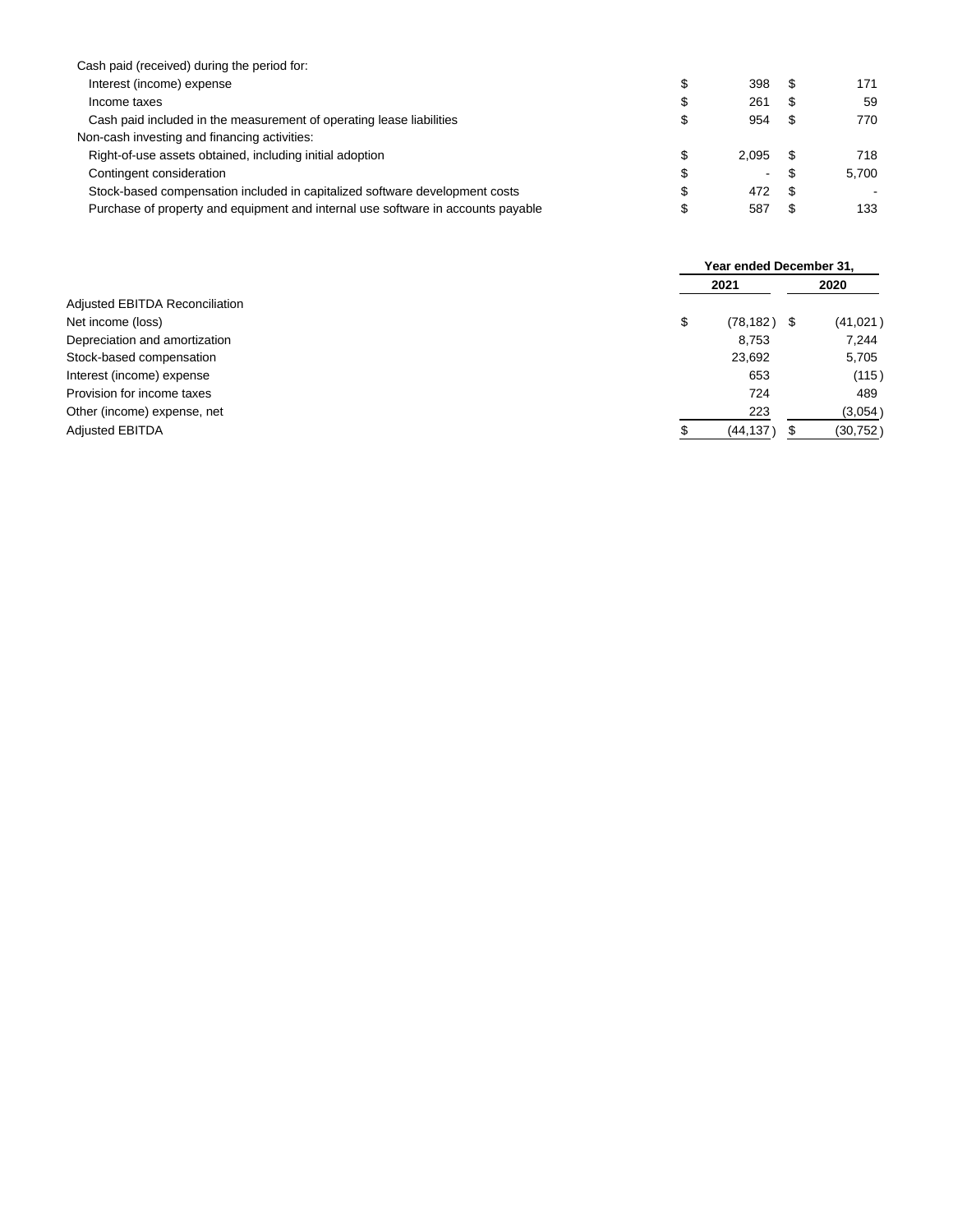| | | |
|---|---|---|
| Cash paid (received) during the period for: | | |
| Interest (income) expense | $ 398 | $ 171 |
| Income taxes | $ 261 | $ 59 |
| Cash paid included in the measurement of operating lease liabilities | $ 954 | $ 770 |
| Non-cash investing and financing activities: | | |
| Right-of-use assets obtained, including initial adoption | $ 2,095 | $ 718 |
| Contingent consideration | $ - | $ 5,700 |
| Stock-based compensation included in capitalized software development costs | $ 472 | $ - |
| Purchase of property and equipment and internal use software in accounts payable | $ 587 | $ 133 |

| | Year ended December 31, | |
|---|---|---|
| | 2021 | 2020 |
| Adjusted EBITDA Reconciliation | | |
| Net income (loss) | $ (78,182) | $ (41,021) |
| Depreciation and amortization | 8,753 | 7,244 |
| Stock-based compensation | 23,692 | 5,705 |
| Interest (income) expense | 653 | (115) |
| Provision for income taxes | 724 | 489 |
| Other (income) expense, net | 223 | (3,054) |
| Adjusted EBITDA | $ (44,137) | $ (30,752) |